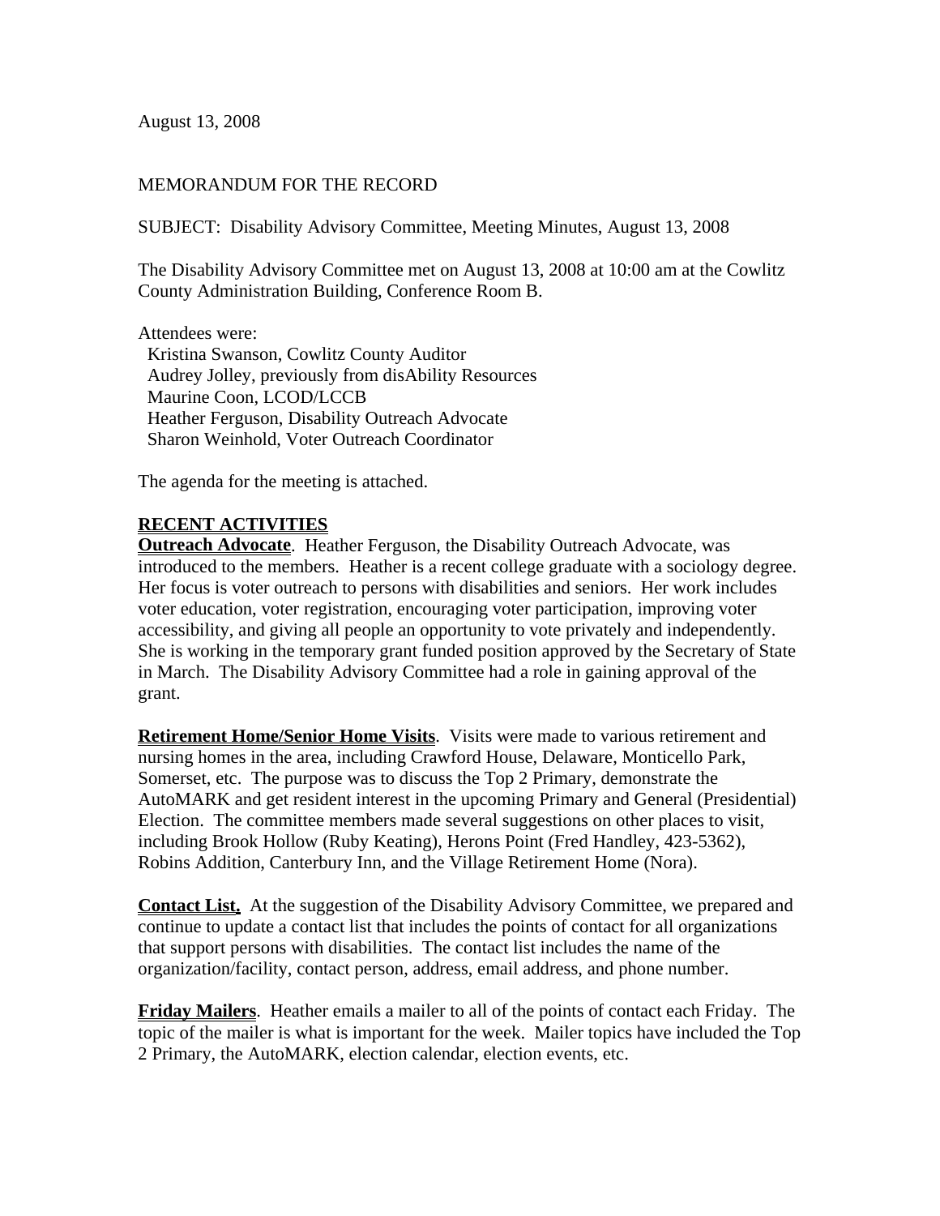August 13, 2008

MEMORANDUM FOR THE RECORD

SUBJECT: Disability Advisory Committee, Meeting Minutes, August 13, 2008

The Disability Advisory Committee met on August 13, 2008 at 10:00 am at the Cowlitz County Administration Building, Conference Room B.

Attendees were:
- Kristina Swanson, Cowlitz County Auditor
- Audrey Jolley, previously from disAbility Resources
- Maurine Coon, LCOD/LCCB
- Heather Ferguson, Disability Outreach Advocate
- Sharon Weinhold, Voter Outreach Coordinator

The agenda for the meeting is attached.

## RECENT ACTIVITIES

**Outreach Advocate**. Heather Ferguson, the Disability Outreach Advocate, was introduced to the members. Heather is a recent college graduate with a sociology degree. Her focus is voter outreach to persons with disabilities and seniors. Her work includes voter education, voter registration, encouraging voter participation, improving voter accessibility, and giving all people an opportunity to vote privately and independently. She is working in the temporary grant funded position approved by the Secretary of State in March. The Disability Advisory Committee had a role in gaining approval of the grant.

**Retirement Home/Senior Home Visits**. Visits were made to various retirement and nursing homes in the area, including Crawford House, Delaware, Monticello Park, Somerset, etc. The purpose was to discuss the Top 2 Primary, demonstrate the AutoMARK and get resident interest in the upcoming Primary and General (Presidential) Election. The committee members made several suggestions on other places to visit, including Brook Hollow (Ruby Keating), Herons Point (Fred Handley, 423-5362), Robins Addition, Canterbury Inn, and the Village Retirement Home (Nora).

**Contact List.** At the suggestion of the Disability Advisory Committee, we prepared and continue to update a contact list that includes the points of contact for all organizations that support persons with disabilities. The contact list includes the name of the organization/facility, contact person, address, email address, and phone number.

**Friday Mailers**. Heather emails a mailer to all of the points of contact each Friday. The topic of the mailer is what is important for the week. Mailer topics have included the Top 2 Primary, the AutoMARK, election calendar, election events, etc.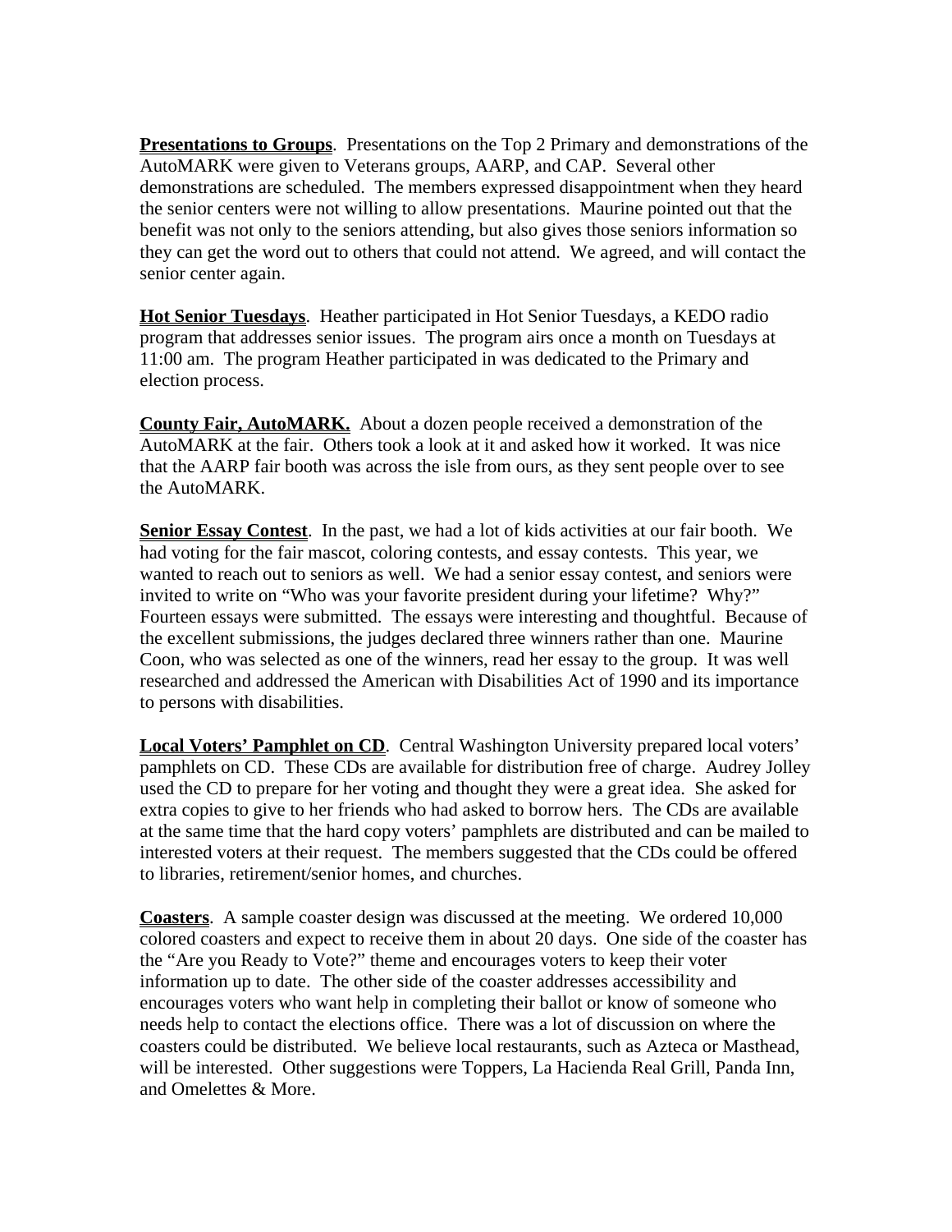**Presentations to Groups**. Presentations on the Top 2 Primary and demonstrations of the AutoMARK were given to Veterans groups, AARP, and CAP. Several other demonstrations are scheduled. The members expressed disappointment when they heard the senior centers were not willing to allow presentations. Maurine pointed out that the benefit was not only to the seniors attending, but also gives those seniors information so they can get the word out to others that could not attend. We agreed, and will contact the senior center again.

**Hot Senior Tuesdays**. Heather participated in Hot Senior Tuesdays, a KEDO radio program that addresses senior issues. The program airs once a month on Tuesdays at 11:00 am. The program Heather participated in was dedicated to the Primary and election process.

**County Fair, AutoMARK.** About a dozen people received a demonstration of the AutoMARK at the fair. Others took a look at it and asked how it worked. It was nice that the AARP fair booth was across the isle from ours, as they sent people over to see the AutoMARK.

**Senior Essay Contest**. In the past, we had a lot of kids activities at our fair booth. We had voting for the fair mascot, coloring contests, and essay contests. This year, we wanted to reach out to seniors as well. We had a senior essay contest, and seniors were invited to write on "Who was your favorite president during your lifetime? Why?" Fourteen essays were submitted. The essays were interesting and thoughtful. Because of the excellent submissions, the judges declared three winners rather than one. Maurine Coon, who was selected as one of the winners, read her essay to the group. It was well researched and addressed the American with Disabilities Act of 1990 and its importance to persons with disabilities.

**Local Voters' Pamphlet on CD**. Central Washington University prepared local voters' pamphlets on CD. These CDs are available for distribution free of charge. Audrey Jolley used the CD to prepare for her voting and thought they were a great idea. She asked for extra copies to give to her friends who had asked to borrow hers. The CDs are available at the same time that the hard copy voters' pamphlets are distributed and can be mailed to interested voters at their request. The members suggested that the CDs could be offered to libraries, retirement/senior homes, and churches.

**Coasters**. A sample coaster design was discussed at the meeting. We ordered 10,000 colored coasters and expect to receive them in about 20 days. One side of the coaster has the "Are you Ready to Vote?" theme and encourages voters to keep their voter information up to date. The other side of the coaster addresses accessibility and encourages voters who want help in completing their ballot or know of someone who needs help to contact the elections office. There was a lot of discussion on where the coasters could be distributed. We believe local restaurants, such as Azteca or Masthead, will be interested. Other suggestions were Toppers, La Hacienda Real Grill, Panda Inn, and Omelettes & More.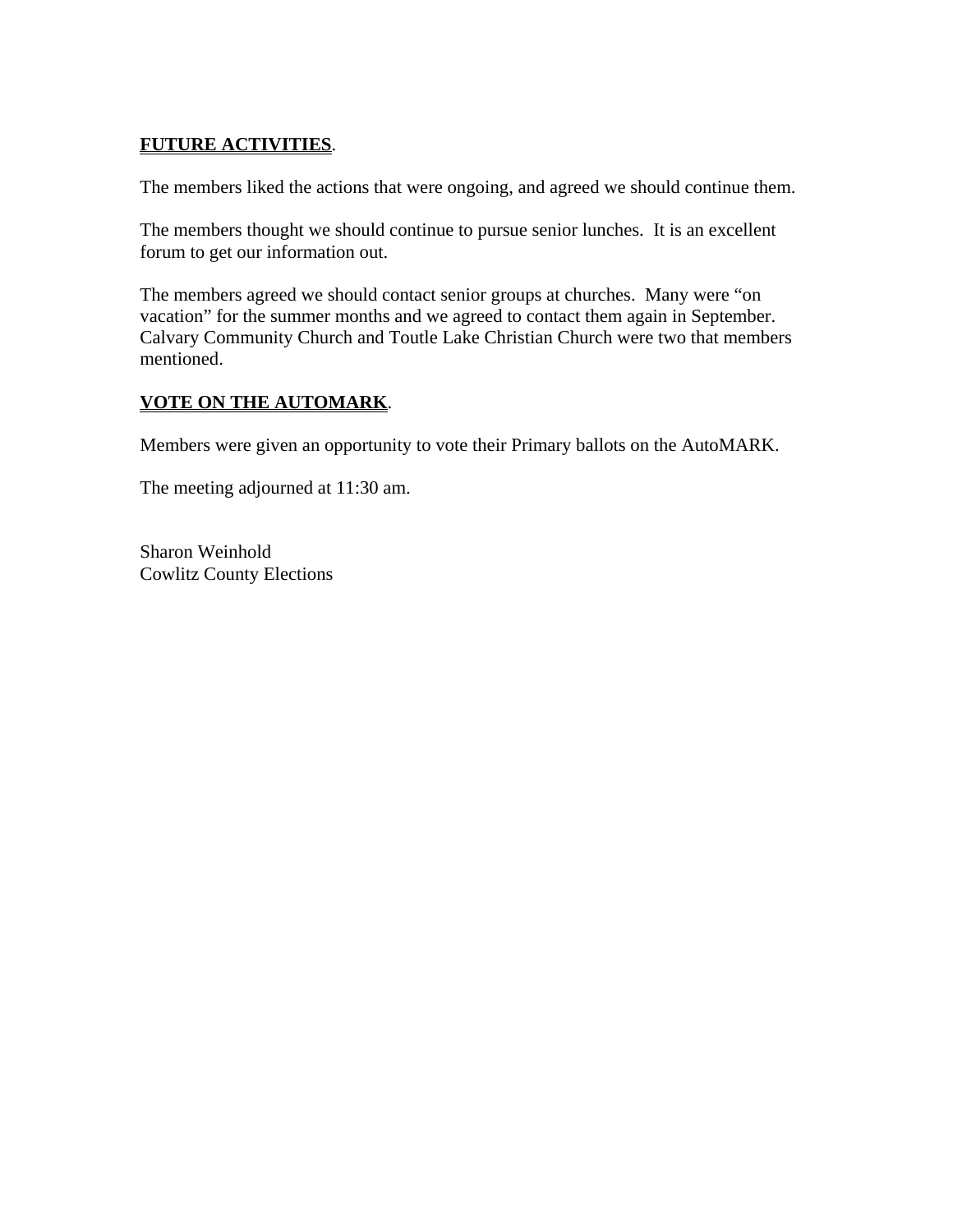**FUTURE ACTIVITIES**.

The members liked the actions that were ongoing, and agreed we should continue them.

The members thought we should continue to pursue senior lunches. It is an excellent forum to get our information out.

The members agreed we should contact senior groups at churches. Many were "on vacation" for the summer months and we agreed to contact them again in September. Calvary Community Church and Toutle Lake Christian Church were two that members mentioned.

**VOTE ON THE AUTOMARK**.

Members were given an opportunity to vote their Primary ballots on the AutoMARK.

The meeting adjourned at 11:30 am.

Sharon Weinhold
Cowlitz County Elections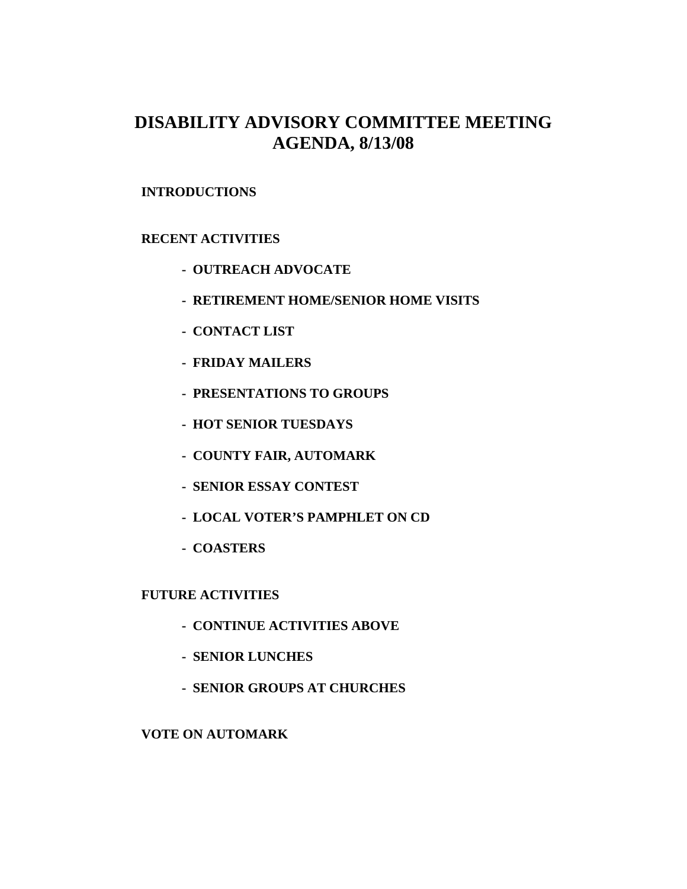# DISABILITY ADVISORY COMMITTEE MEETING AGENDA, 8/13/08

**INTRODUCTIONS**

**RECENT ACTIVITIES**

- **OUTREACH ADVOCATE**
- **RETIREMENT HOME/SENIOR HOME VISITS**
- **CONTACT LIST**
- **FRIDAY MAILERS**
- **PRESENTATIONS TO GROUPS**
- **HOT SENIOR TUESDAYS**
- **COUNTY FAIR, AUTOMARK**
- **SENIOR ESSAY CONTEST**
- **LOCAL VOTER'S PAMPHLET ON CD**
- **COASTERS**

**FUTURE ACTIVITIES**

- **CONTINUE ACTIVITIES ABOVE**
- **SENIOR LUNCHES**
- **SENIOR GROUPS AT CHURCHES**

**VOTE ON AUTOMARK**